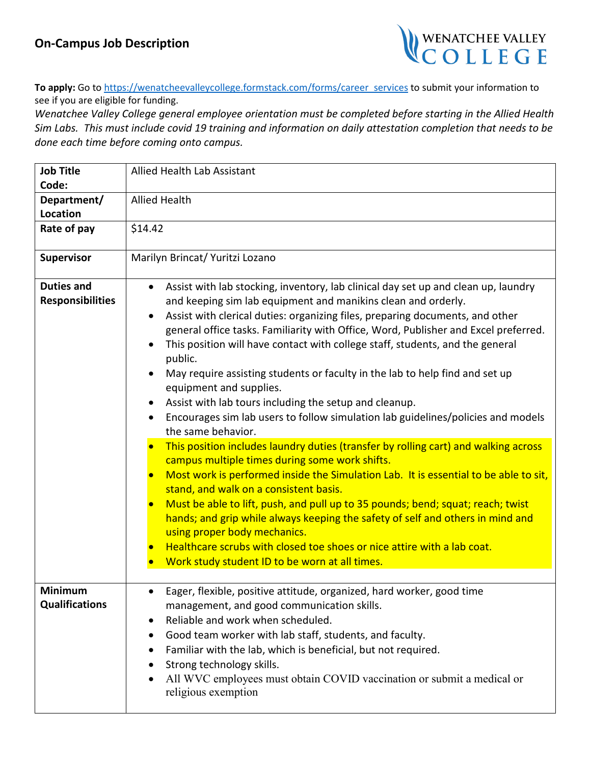## On-Campus Job Description

WENATCHEE VALLEY COLLEGE

**To apply:** Go to [https://wenatcheevalleycollege.formstack.com/forms/career_services](https://wenatcheevalleycollege.formstack.com/forms/career_services) to submit your information to see if you are eligible for funding.

*Wenatchee Valley College general employee orientation must be completed before starting in the Allied Health Sim Labs. This must include covid 19 training and information on daily attestation completion that needs to be done each time before coming onto campus.*

| | |
|---|---|
| **Job Title Code:** | Allied Health Lab Assistant |
| **Department/ Location** | Allied Health |
| **Rate of pay** | $14.42 |
| **Supervisor** | Marilyn Brincat/ Yuritzi Lozano |
| **Duties and Responsibilities** | • Assist with lab stocking, inventory, lab clinical day set up and clean up, laundry and keeping sim lab equipment and manikins clean and orderly.<br>• Assist with clerical duties: organizing files, preparing documents, and other general office tasks. Familiarity with Office, Word, Publisher and Excel preferred.<br>• This position will have contact with college staff, students, and the general public.<br>• May require assisting students or faculty in the lab to help find and set up equipment and supplies.<br>• Assist with lab tours including the setup and cleanup.<br>• Encourages sim lab users to follow simulation lab guidelines/policies and models the same behavior.<br>• This position includes laundry duties (transfer by rolling cart) and walking across campus multiple times during some work shifts.<br>• Most work is performed inside the Simulation Lab. It is essential to be able to sit, stand, and walk on a consistent basis.<br>• Must be able to lift, push, and pull up to 35 pounds; bend; squat; reach; twist hands; and grip while always keeping the safety of self and others in mind and using proper body mechanics.<br>• Healthcare scrubs with closed toe shoes or nice attire with a lab coat.<br>• Work study student ID to be worn at all times. |
| **Minimum Qualifications** | • Eager, flexible, positive attitude, organized, hard worker, good time management, and good communication skills.<br>• Reliable and work when scheduled.<br>• Good team worker with lab staff, students, and faculty.<br>• Familiar with the lab, which is beneficial, but not required.<br>• Strong technology skills.<br>• All WVC employees must obtain COVID vaccination or submit a medical or religious exemption |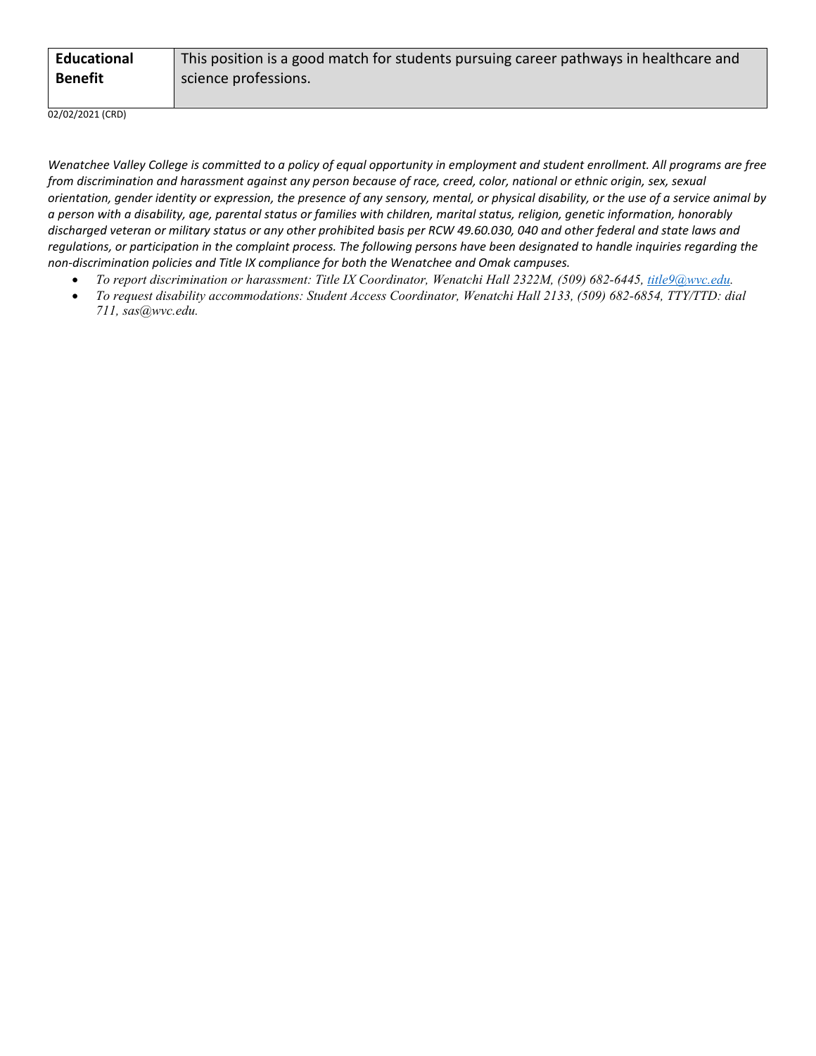| | |
|---|---|
| **Educational Benefit** | This position is a good match for students pursuing career pathways in healthcare and science professions. |

02/02/2021 (CRD)

*Wenatchee Valley College is committed to a policy of equal opportunity in employment and student enrollment. All programs are free from discrimination and harassment against any person because of race, creed, color, national or ethnic origin, sex, sexual orientation, gender identity or expression, the presence of any sensory, mental, or physical disability, or the use of a service animal by a person with a disability, age, parental status or families with children, marital status, religion, genetic information, honorably discharged veteran or military status or any other prohibited basis per RCW 49.60.030, 040 and other federal and state laws and regulations, or participation in the complaint process. The following persons have been designated to handle inquiries regarding the non-discrimination policies and Title IX compliance for both the Wenatchee and Omak campuses.*

- *To report discrimination or harassment: Title IX Coordinator, Wenatchi Hall 2322M, (509) 682-6445, title9@wvc.edu.*
- *To request disability accommodations: Student Access Coordinator, Wenatchi Hall 2133, (509) 682-6854, TTY/TTD: dial 711, sas@wvc.edu.*